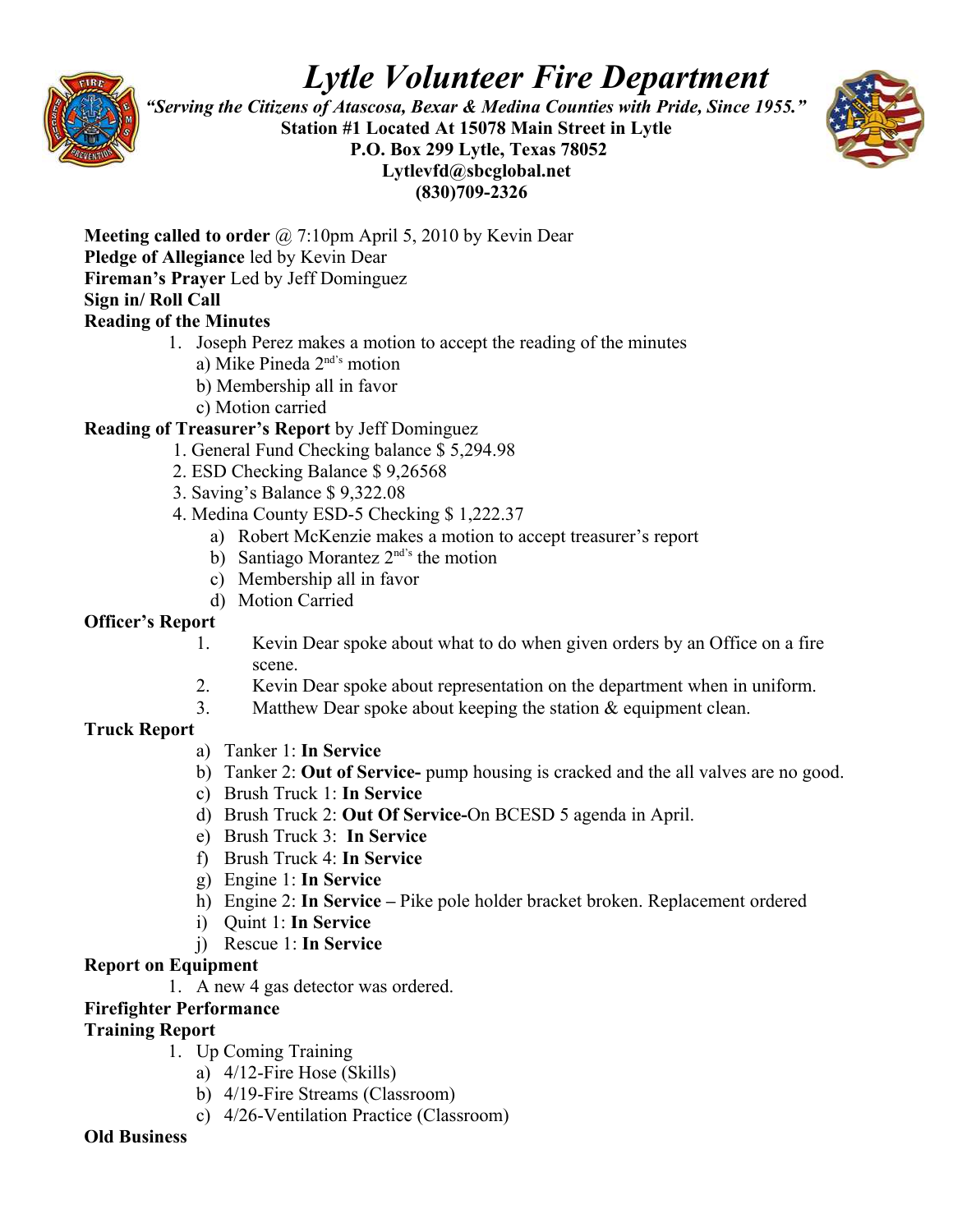# *Lytle Volunteer Fire Department*

***"Serving the Citizens of Atascosa, Bexar & Medina Counties with Pride, Since 1955."***

**Station #1 Located At 15078 Main Street in Lytle**
**P.O. Box 299 Lytle, Texas 78052**
**Lytlevfd@sbcglobal.net**
**(830)709-2326**

**Meeting called to order** @ 7:10pm April 5, 2010 by Kevin Dear
**Pledge of Allegiance** led by Kevin Dear
**Fireman's Prayer** Led by Jeff Dominguez
**Sign in/ Roll Call**
**Reading of the Minutes**

1. Joseph Perez makes a motion to accept the reading of the minutes
   a) Mike Pineda 2nd's motion
   b) Membership all in favor
   c) Motion carried

**Reading of Treasurer's Report** by Jeff Dominguez

1. General Fund Checking balance $ 5,294.98
2. ESD Checking Balance $ 9,26568
3. Saving's Balance $ 9,322.08
4. Medina County ESD-5 Checking $ 1,222.37
   a) Robert McKenzie makes a motion to accept treasurer's report
   b) Santiago Morantez 2nd's the motion
   c) Membership all in favor
   d) Motion Carried

**Officer's Report**

1. Kevin Dear spoke about what to do when given orders by an Office on a fire scene.
2. Kevin Dear spoke about representation on the department when in uniform.
3. Matthew Dear spoke about keeping the station & equipment clean.

**Truck Report**

a) Tanker 1: **In Service**
b) Tanker 2: **Out of Service-** pump housing is cracked and the all valves are no good.
c) Brush Truck 1: **In Service**
d) Brush Truck 2: **Out Of Service-**On BCESD 5 agenda in April.
e) Brush Truck 3: **In Service**
f) Brush Truck 4: **In Service**
g) Engine 1: **In Service**
h) Engine 2: **In Service –** Pike pole holder bracket broken. Replacement ordered
i) Quint 1: **In Service**
j) Rescue 1: **In Service**

**Report on Equipment**

1. A new 4 gas detector was ordered.

**Firefighter Performance**
**Training Report**

1. Up Coming Training
   a) 4/12-Fire Hose (Skills)
   b) 4/19-Fire Streams (Classroom)
   c) 4/26-Ventilation Practice (Classroom)

**Old Business**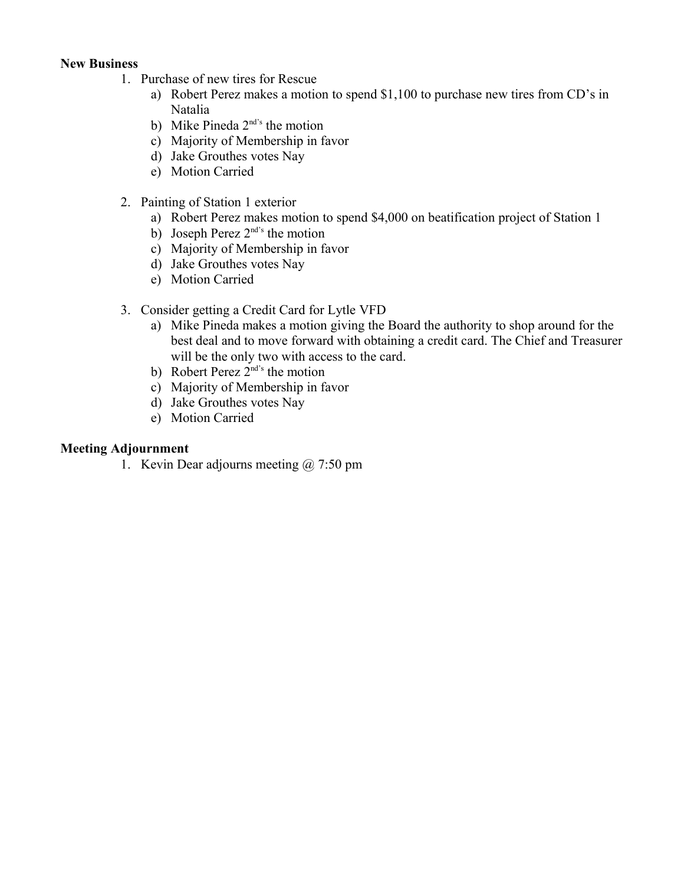**New Business**

1. Purchase of new tires for Rescue
   a) Robert Perez makes a motion to spend $1,100 to purchase new tires from CD's in Natalia
   b) Mike Pineda 2nd's the motion
   c) Majority of Membership in favor
   d) Jake Grouthes votes Nay
   e) Motion Carried

2. Painting of Station 1 exterior
   a) Robert Perez makes motion to spend $4,000 on beatification project of Station 1
   b) Joseph Perez 2nd's the motion
   c) Majority of Membership in favor
   d) Jake Grouthes votes Nay
   e) Motion Carried

3. Consider getting a Credit Card for Lytle VFD
   a) Mike Pineda makes a motion giving the Board the authority to shop around for the best deal and to move forward with obtaining a credit card. The Chief and Treasurer will be the only two with access to the card.
   b) Robert Perez 2nd's the motion
   c) Majority of Membership in favor
   d) Jake Grouthes votes Nay
   e) Motion Carried

**Meeting Adjournment**

1. Kevin Dear adjourns meeting @ 7:50 pm